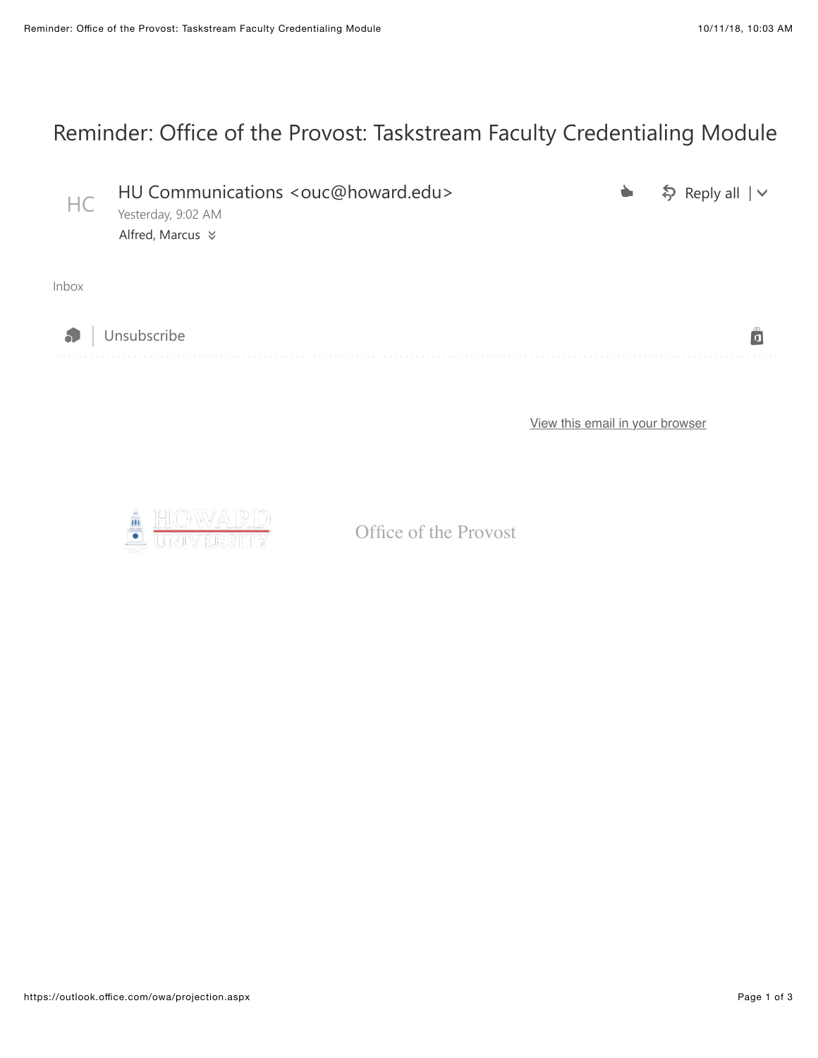# Reminder: Office of the Provost: Taskstream Faculty Credentialing Module

HC

HU Communications <ouc@howard.edu>

Yesterday, 9:02 AM

Alfred, Marcus

Reply all

Inbox

Unsubscribe

View this email in your browser

HOWARD UNIVERSITY

Office of the Provost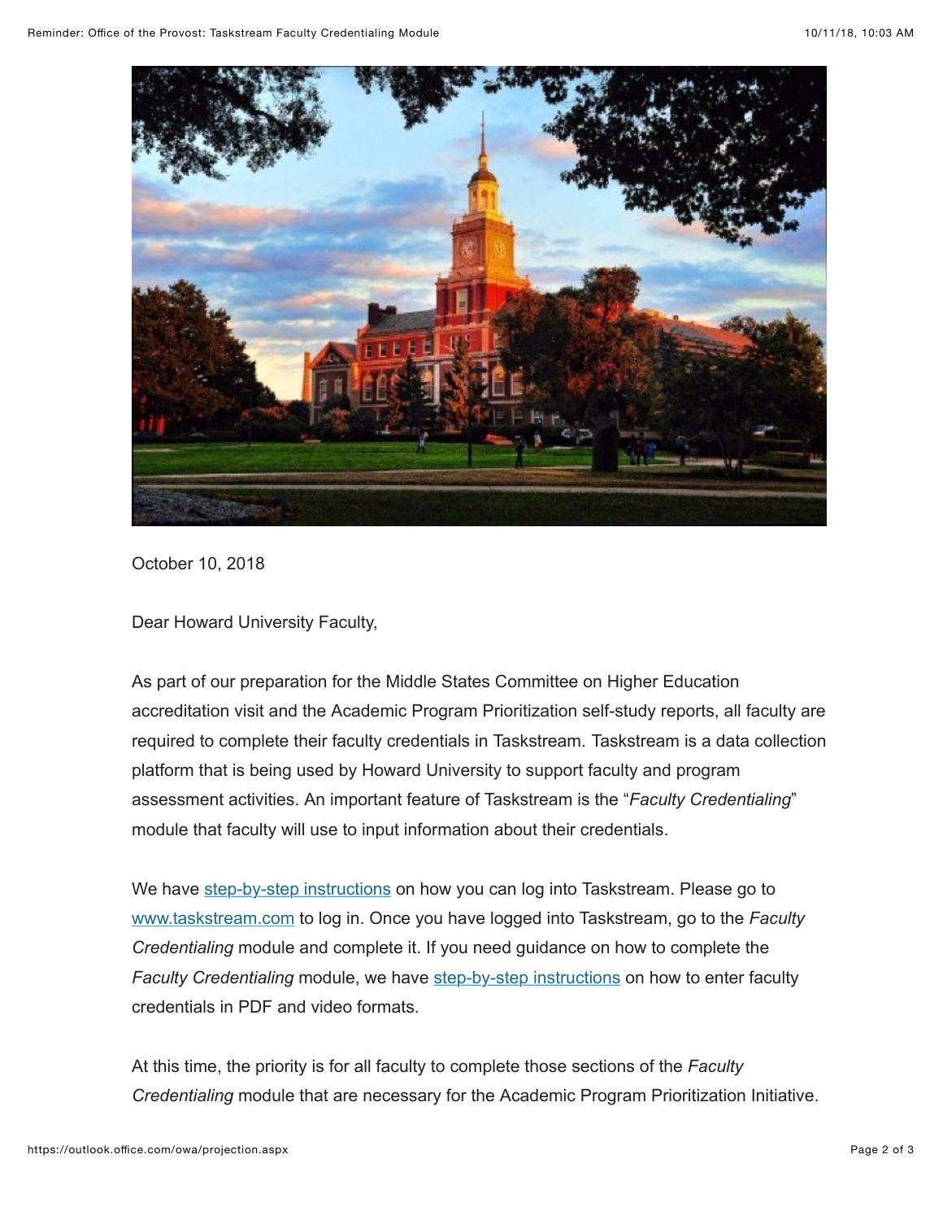October 10, 2018

Dear Howard University Faculty,

As part of our preparation for the Middle States Committee on Higher Education accreditation visit and the Academic Program Prioritization self-study reports, all faculty are required to complete their faculty credentials in Taskstream. Taskstream is a data collection platform that is being used by Howard University to support faculty and program assessment activities. An important feature of Taskstream is the "*Faculty Credentialing*" module that faculty will use to input information about their credentials.

We have step-by-step instructions on how you can log into Taskstream. Please go to www.taskstream.com to log in. Once you have logged into Taskstream, go to the *Faculty Credentialing* module and complete it. If you need guidance on how to complete the *Faculty Credentialing* module, we have step-by-step instructions on how to enter faculty credentials in PDF and video formats.

At this time, the priority is for all faculty to complete those sections of the *Faculty Credentialing* module that are necessary for the Academic Program Prioritization Initiative.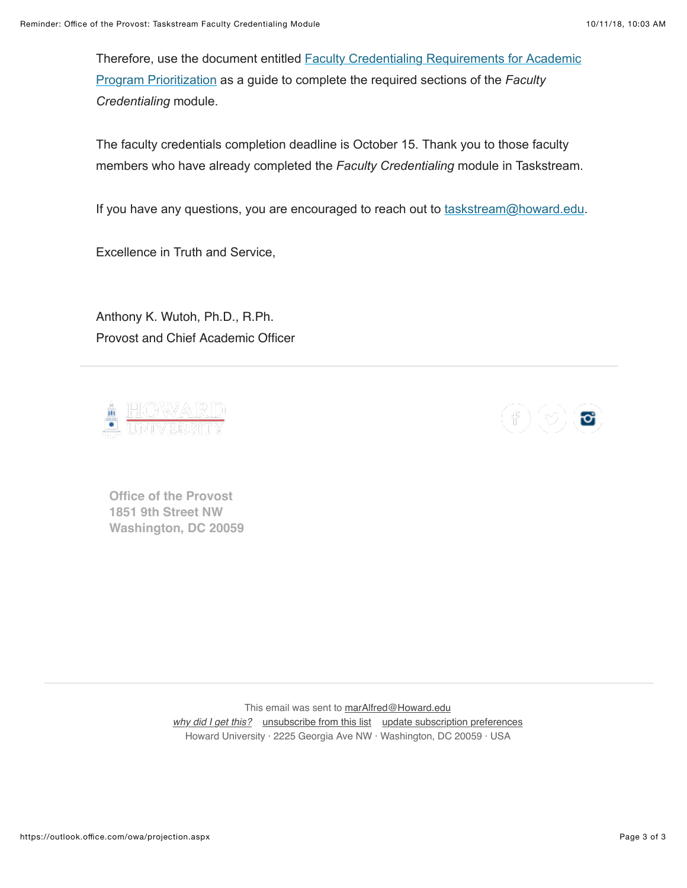Therefore, use the document entitled Faculty Credentialing Requirements for Academic Program Prioritization as a guide to complete the required sections of the *Faculty Credentialing* module.

The faculty credentials completion deadline is October 15. Thank you to those faculty members who have already completed the *Faculty Credentialing* module in Taskstream.

If you have any questions, you are encouraged to reach out to taskstream@howard.edu.

Excellence in Truth and Service,

Anthony K. Wutoh, Ph.D., R.Ph.
Provost and Chief Academic Officer

---

HOWARD UNIVERSITY

**Office of the Provost**
**1851 9th Street NW**
**Washington, DC 20059**

---

This email was sent to marAlfred@Howard.edu
*why did I get this?* unsubscribe from this list update subscription preferences
Howard University · 2225 Georgia Ave NW · Washington, DC 20059 · USA